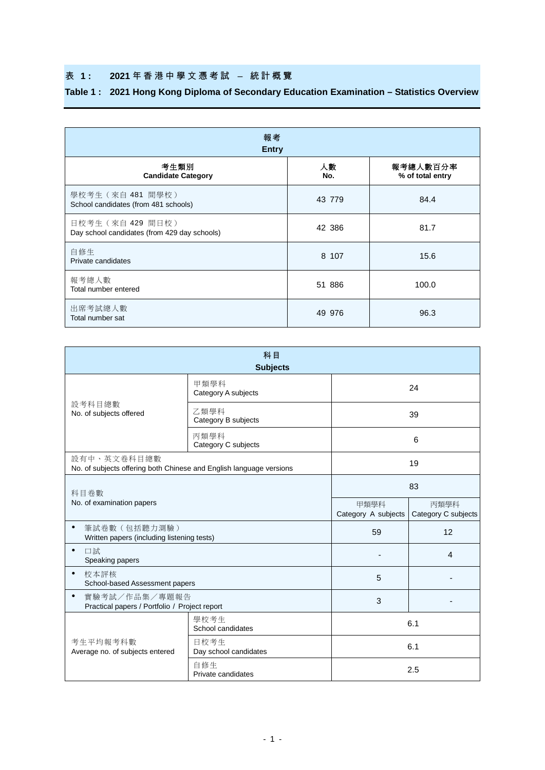## 表 1： 2021 年香港中學文憑考試 – 統計概覽

## Table 1 : 2021 Hong Kong Diploma of Secondary Education Examination – Statistics Overview

| 報考<br>Entry | | |
|---|---|---|
| **考生類別<br>Candidate Category** | **人數<br>No.** | **報考總人數百分率<br>% of total entry** |
| 學校考生（來自 481 間學校）<br>School candidates (from 481 schools) | 43 779 | 84.4 |
| 日校考生（來自 429 間日校）<br>Day school candidates (from 429 day schools) | 42 386 | 81.7 |
| 自修生<br>Private candidates | 8 107 | 15.6 |
| 報考總人數<br>Total number entered | 51 886 | 100.0 |
| 出席考試總人數<br>Total number sat | 49 976 | 96.3 |

| 科目<br>Subjects | | | |
|---|---|---|---|
| 設考科目總數<br>No. of subjects offered | 甲類學科<br>Category A subjects | 24 | |
| | 乙類學科<br>Category B subjects | 39 | |
| | 丙類學科<br>Category C subjects | 6 | |
| 設有中、英文卷科目總數<br>No. of subjects offering both Chinese and English language versions | | 19 | |
| 科目卷數<br>No. of examination papers | | 83 | |
| | | 甲類學科<br>Category A subjects | 丙類學科<br>Category C subjects |
| • 筆試卷數（包括聽力測驗）<br>Written papers (including listening tests) | | 59 | 12 |
| • 口試<br>Speaking papers | | - | 4 |
| • 校本評核<br>School-based Assessment papers | | 5 | - |
| • 實驗考試／作品集／專題報告<br>Practical papers / Portfolio / Project report | | 3 | - |
| 考生平均報考科數<br>Average no. of subjects entered | 學校考生<br>School candidates | 6.1 | |
| | 日校考生<br>Day school candidates | 6.1 | |
| | 自修生<br>Private candidates | 2.5 | |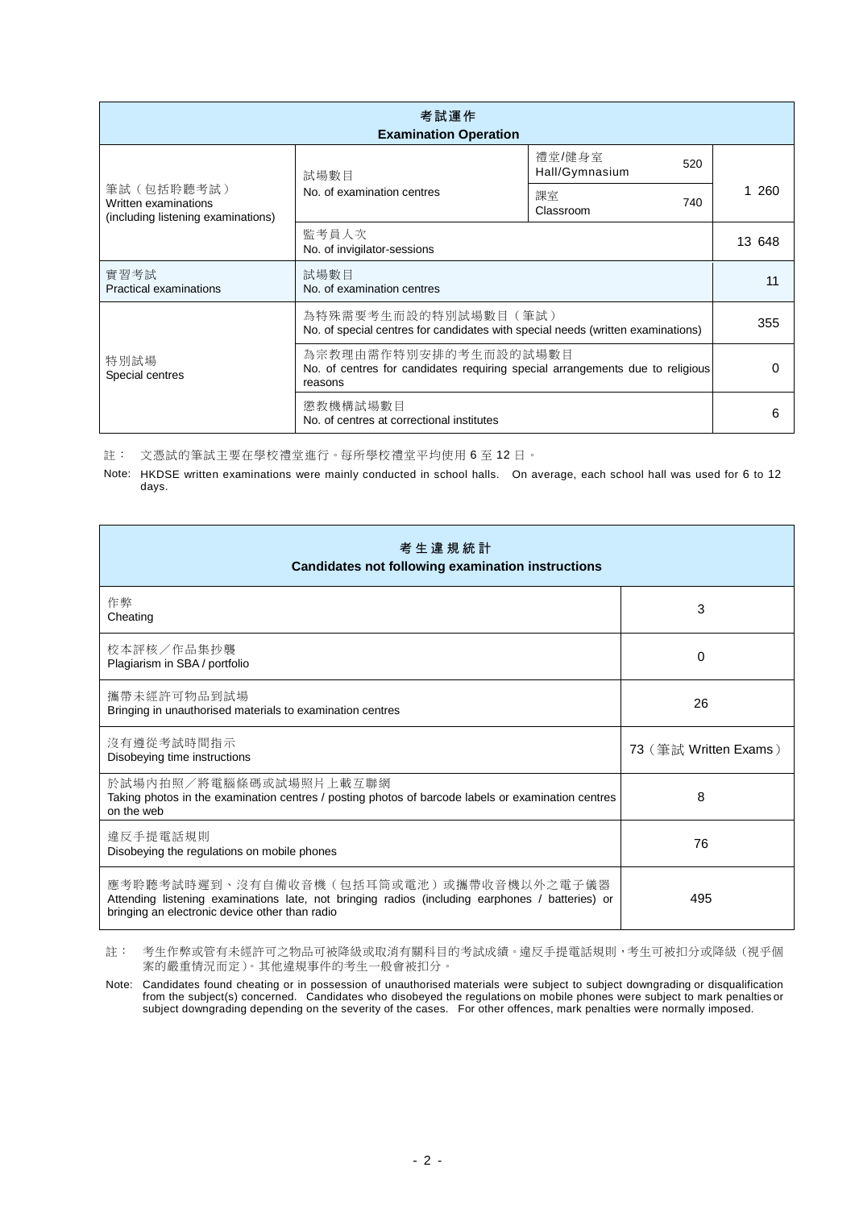| 考試運作<br>Examination Operation | | | | |
|---|---|---|---|---|
| 筆試（包括聆聽考試）<br>Written examinations<br>(including listening examinations) | 試場數目<br>No. of examination centres | 禮堂/健身室<br>Hall/Gymnasium | 520 | 1 260 |
| | | 課室<br>Classroom | 740 | |
| | 監考員人次<br>No. of invigilator-sessions | | | 13 648 |
| 實習考試<br>Practical examinations | 試場數目<br>No. of examination centres | | | 11 |
| 特別試場<br>Special centres | 為特殊需要考生而設的特別試場數目（筆試）<br>No. of special centres for candidates with special needs (written examinations) | | | 355 |
| | 為宗教理由需作特別安排的考生而設的試場數目<br>No. of centres for candidates requiring special arrangements due to religious reasons | | | 0 |
| | 懲教機構試場數目<br>No. of centres at correctional institutes | | | 6 |

註： 文憑試的筆試主要在學校禮堂進行。每所學校禮堂平均使用 6 至 12 日。

Note: HKDSE written examinations were mainly conducted in school halls. On average, each school hall was used for 6 to 12 days.

| 考生違規統計<br>Candidates not following examination instructions | |
|---|---|
| 作弊<br>Cheating | 3 |
| 校本評核／作品集抄襲<br>Plagiarism in SBA / portfolio | 0 |
| 攜帶未經許可物品到試場<br>Bringing in unauthorised materials to examination centres | 26 |
| 沒有遵從考試時間指示<br>Disobeying time instructions | 73（筆試 Written Exams） |
| 於試場內拍照／將電腦條碼或試場照片上載互聯網<br>Taking photos in the examination centres / posting photos of barcode labels or examination centres on the web | 8 |
| 違反手提電話規則<br>Disobeying the regulations on mobile phones | 76 |
| 應考聆聽考試時遲到、沒有自備收音機（包括耳筒或電池）或攜帶收音機以外之電子儀器<br>Attending listening examinations late, not bringing radios (including earphones / batteries) or bringing an electronic device other than radio | 495 |

註： 考生作弊或管有未經許可之物品可被降級或取消有關科目的考試成績。違反手提電話規則，考生可被扣分或降級（視乎個案的嚴重情況而定）。其他違規事件的考生一般會被扣分。

Note: Candidates found cheating or in possession of unauthorised materials were subject to subject downgrading or disqualification from the subject(s) concerned. Candidates who disobeyed the regulations on mobile phones were subject to mark penalties or subject downgrading depending on the severity of the cases. For other offences, mark penalties were normally imposed.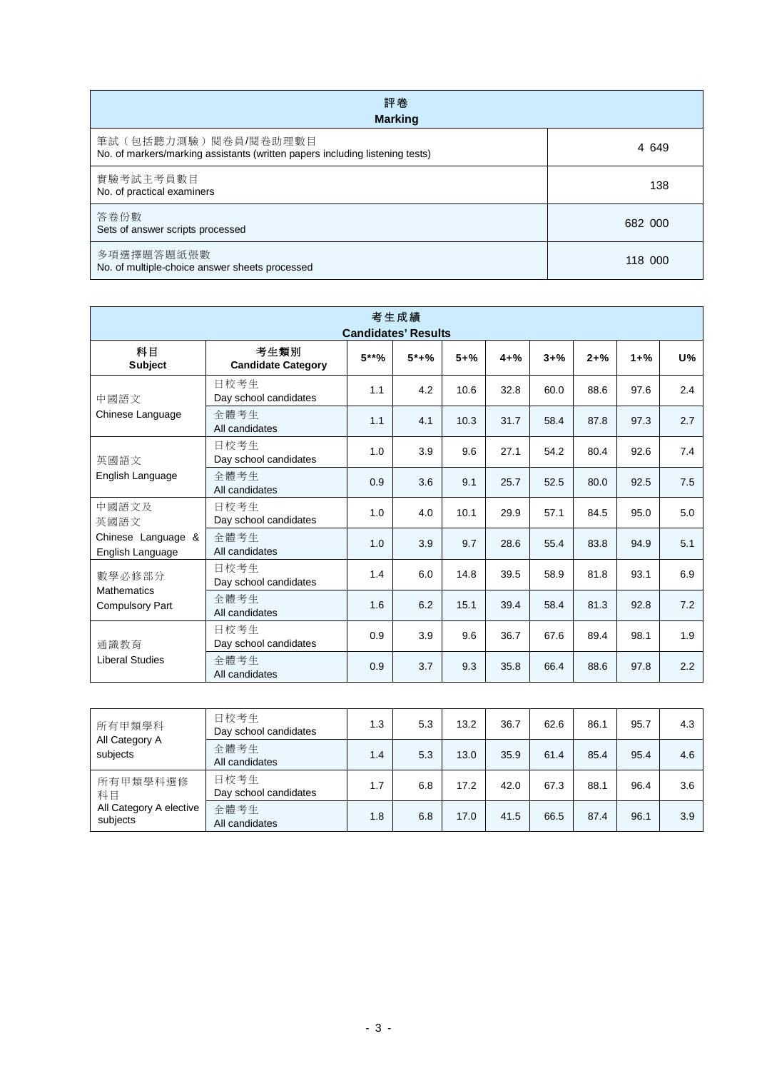| 評卷<br>**Marking** | |
|---|---|
| 筆試（包括聽力測驗）閱卷員/閱卷助理數目<br>No. of markers/marking assistants (written papers including listening tests) | 4 649 |
| 實驗考試主考員數目<br>No. of practical examiners | 138 |
| 答卷份數<br>Sets of answer scripts processed | 682 000 |
| 多項選擇題答題紙張數<br>No. of multiple-choice answer sheets processed | 118 000 |

| 考生成績<br>**Candidates' Results** | | | | | | | | | |
|---|---|---|---|---|---|---|---|---|---|
| **科目<br>Subject** | **考生類別<br>Candidate Category** | **5**%** | **5*+%** | **5+%** | **4+%** | **3+%** | **2+%** | **1+%** | **U%** |
| 中國語文<br>Chinese Language | 日校考生<br>Day school candidates | 1.1 | 4.2 | 10.6 | 32.8 | 60.0 | 88.6 | 97.6 | 2.4 |
| | 全體考生<br>All candidates | 1.1 | 4.1 | 10.3 | 31.7 | 58.4 | 87.8 | 97.3 | 2.7 |
| 英國語文<br>English Language | 日校考生<br>Day school candidates | 1.0 | 3.9 | 9.6 | 27.1 | 54.2 | 80.4 | 92.6 | 7.4 |
| | 全體考生<br>All candidates | 0.9 | 3.6 | 9.1 | 25.7 | 52.5 | 80.0 | 92.5 | 7.5 |
| 中國語文及英國語文<br>Chinese Language & English Language | 日校考生<br>Day school candidates | 1.0 | 4.0 | 10.1 | 29.9 | 57.1 | 84.5 | 95.0 | 5.0 |
| | 全體考生<br>All candidates | 1.0 | 3.9 | 9.7 | 28.6 | 55.4 | 83.8 | 94.9 | 5.1 |
| 數學必修部分<br>Mathematics Compulsory Part | 日校考生<br>Day school candidates | 1.4 | 6.0 | 14.8 | 39.5 | 58.9 | 81.8 | 93.1 | 6.9 |
| | 全體考生<br>All candidates | 1.6 | 6.2 | 15.1 | 39.4 | 58.4 | 81.3 | 92.8 | 7.2 |
| 通識教育<br>Liberal Studies | 日校考生<br>Day school candidates | 0.9 | 3.9 | 9.6 | 36.7 | 67.6 | 89.4 | 98.1 | 1.9 |
| | 全體考生<br>All candidates | 0.9 | 3.7 | 9.3 | 35.8 | 66.4 | 88.6 | 97.8 | 2.2 |
| 所有甲類學科<br>All Category A subjects | 日校考生<br>Day school candidates | 1.3 | 5.3 | 13.2 | 36.7 | 62.6 | 86.1 | 95.7 | 4.3 |
| | 全體考生<br>All candidates | 1.4 | 5.3 | 13.0 | 35.9 | 61.4 | 85.4 | 95.4 | 4.6 |
| 所有甲類學科選修科目<br>All Category A elective subjects | 日校考生<br>Day school candidates | 1.7 | 6.8 | 17.2 | 42.0 | 67.3 | 88.1 | 96.4 | 3.6 |
| | 全體考生<br>All candidates | 1.8 | 6.8 | 17.0 | 41.5 | 66.5 | 87.4 | 96.1 | 3.9 |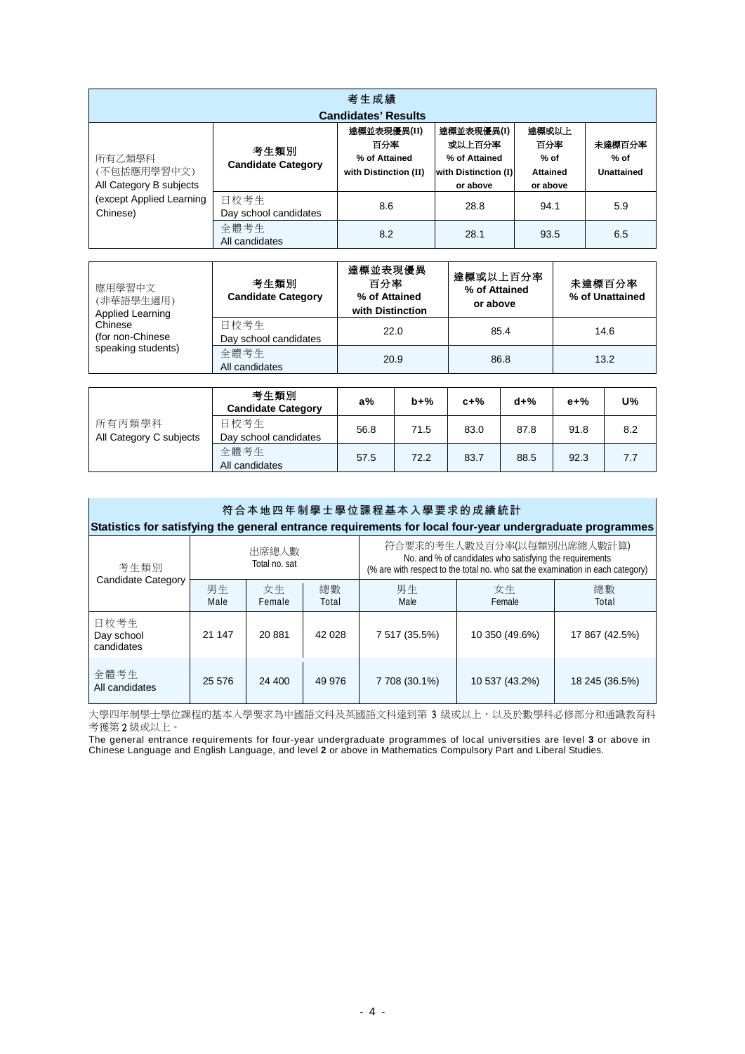| | 考生成績<br>Candidates' Results | | | | |
|---|---|---|---|---|---|
| | 考生類別<br>**Candidate Category** | 達標並表現優異(II)百分率<br>**% of Attained with Distinction (II)** | 達標並表現優異(I)或以上百分率<br>**% of Attained with Distinction (I) or above** | 達標或以上百分率<br>**% of Attained or above** | 未達標百分率<br>**% of Unattained** |
| 所有乙類學科(不包括應用學習中文)<br>All Category B subjects (except Applied Learning Chinese) | 日校考生<br>Day school candidates | 8.6 | 28.8 | 94.1 | 5.9 |
| | 全體考生<br>All candidates | 8.2 | 28.1 | 93.5 | 6.5 |

| | 考生類別<br>**Candidate Category** | 達標並表現優異百分率<br>**% of Attained with Distinction** | 達標或以上百分率<br>**% of Attained or above** | 未達標百分率<br>**% of Unattained** |
|---|---|---|---|---|
| 應用學習中文(非華語學生適用)<br>Applied Learning Chinese (for non-Chinese speaking students) | 日校考生<br>Day school candidates | 22.0 | 85.4 | 14.6 |
| | 全體考生<br>All candidates | 20.9 | 86.8 | 13.2 |

| | 考生類別<br>**Candidate Category** | **a%** | **b+%** | **c+%** | **d+%** | **e+%** | **U%** |
|---|---|---|---|---|---|---|---|
| 所有丙類學科<br>All Category C subjects | 日校考生<br>Day school candidates | 56.8 | 71.5 | 83.0 | 87.8 | 91.8 | 8.2 |
| | 全體考生<br>All candidates | 57.5 | 72.2 | 83.7 | 88.5 | 92.3 | 7.7 |

**符合本地四年制學士學位課程基本入學要求的成績統計**
**Statistics for satisfying the general entrance requirements for local four-year undergraduate programmes**

| 考生類別<br>Candidate Category | 出席總人數<br>Total no. sat | | | 符合要求的考生人數及百分率(以每類別出席總人數計算)<br>No. and % of candidates who satisfying the requirements<br>(% are with respect to the total no. who sat the examination in each category) | | |
|---|---|---|---|---|---|---|
| | 男生<br>Male | 女生<br>Female | 總數<br>Total | 男生<br>Male | 女生<br>Female | 總數<br>Total |
| 日校考生<br>Day school candidates | 21 147 | 20 881 | 42 028 | 7 517 (35.5%) | 10 350 (49.6%) | 17 867 (42.5%) |
| 全體考生<br>All candidates | 25 576 | 24 400 | 49 976 | 7 708 (30.1%) | 10 537 (43.2%) | 18 245 (36.5%) |

大學四年制學士學位課程的基本入學要求為中國語文科及英國語文科達到第 3 級或以上，以及於數學科必修部分和通識教育科考獲第 2 級或以上。

The general entrance requirements for four-year undergraduate programmes of local universities are level **3** or above in Chinese Language and English Language, and level **2** or above in Mathematics Compulsory Part and Liberal Studies.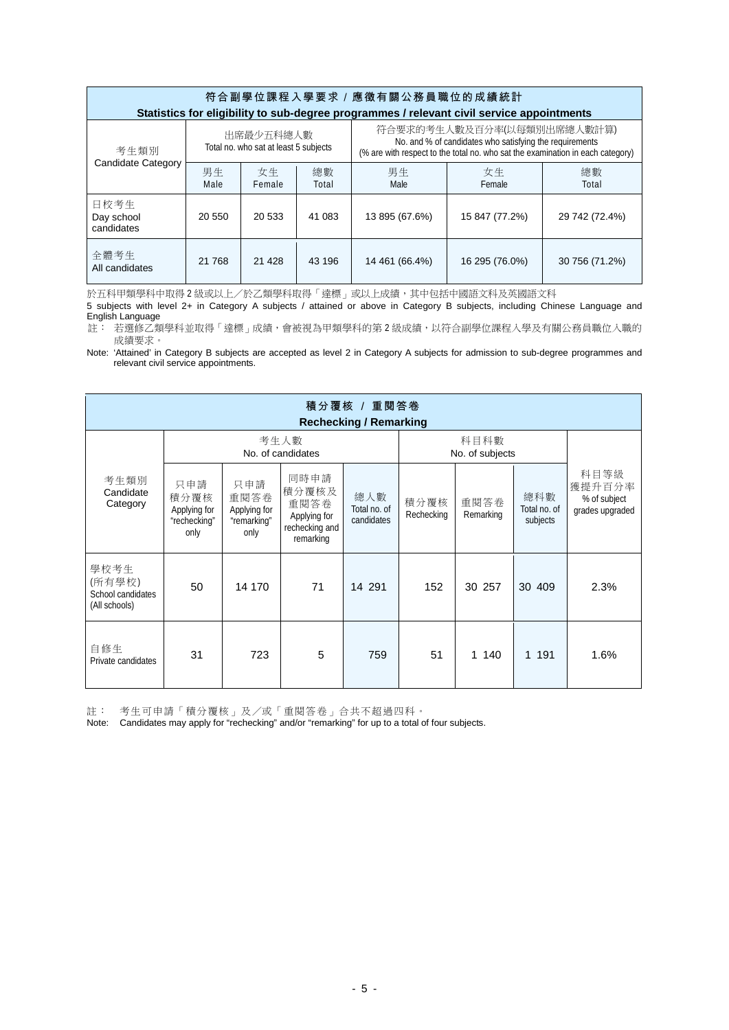## 符合副學位課程入學要求 / 應徵有關公務員職位的成績統計
## Statistics for eligibility to sub-degree programmes / relevant civil service appointments

| 考生類別 Candidate Category | 出席最少五科總人數 Total no. who sat at least 5 subjects | | | 符合要求的考生人數及百分率(以每類別出席總人數計算) No. and % of candidates who satisfying the requirements (% are with respect to the total no. who sat the examination in each category) | | |
|---|---|---|---|---|---|---|
| | 男生 Male | 女生 Female | 總數 Total | 男生 Male | 女生 Female | 總數 Total |
| 日校考生 Day school candidates | 20 550 | 20 533 | 41 083 | 13 895 (67.6%) | 15 847 (77.2%) | 29 742 (72.4%) |
| 全體考生 All candidates | 21 768 | 21 428 | 43 196 | 14 461 (66.4%) | 16 295 (76.0%) | 30 756 (71.2%) |

於五科甲類學科中取得 2 級或以上／於乙類學科取得「達標」或以上成績，其中包括中國語文科及英國語文科

5 subjects with level 2+ in Category A subjects / attained or above in Category B subjects, including Chinese Language and English Language

註： 若選修乙類學科並取得「達標」成績，會被視為甲類學科的第 2 級成績，以符合副學位課程入學及有關公務員職位入職的成績要求。

Note: 'Attained' in Category B subjects are accepted as level 2 in Category A subjects for admission to sub-degree programmes and relevant civil service appointments.

## 積分覆核 / 重閱答卷
## Rechecking / Remarking

| 考生類別 Candidate Category | 考生人數 No. of candidates | | | | 科目科數 No. of subjects | | | 科目等級獲提升百分率 % of subject grades upgraded |
|---|---|---|---|---|---|---|---|---|
| | 只申請積分覆核 Applying for "rechecking" only | 只申請重閱答卷 Applying for "remarking" only | 同時申請積分覆核及重閱答卷 Applying for rechecking and remarking | 總人數 Total no. of candidates | 積分覆核 Rechecking | 重閱答卷 Remarking | 總科數 Total no. of subjects | |
| 學校考生 (所有學校) School candidates (All schools) | 50 | 14 170 | 71 | 14 291 | 152 | 30 257 | 30 409 | 2.3% |
| 自修生 Private candidates | 31 | 723 | 5 | 759 | 51 | 1 140 | 1 191 | 1.6% |

註： 考生可申請「積分覆核」及／或「重閱答卷」合共不超過四科。

Note: Candidates may apply for "rechecking" and/or "remarking" for up to a total of four subjects.